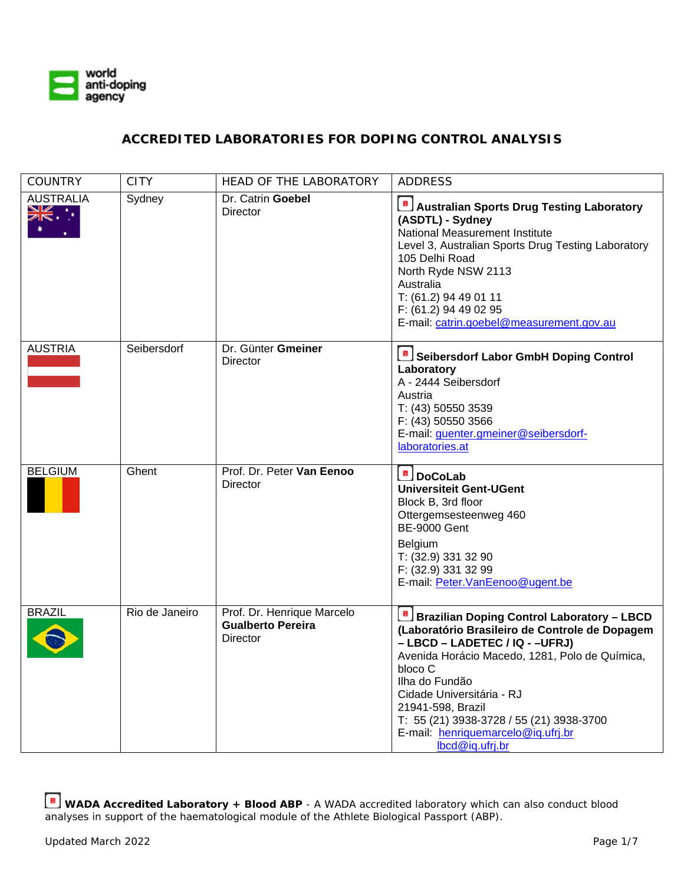world anti-doping agency

# ACCREDITED LABORATORIES FOR DOPING CONTROL ANALYSIS

| COUNTRY | CITY | HEAD OF THE LABORATORY | ADDRESS |
|---|---|---|---|
| AUSTRALIA | Sydney | Dr. Catrin **Goebel**<br>Director | **Australian Sports Drug Testing Laboratory (ASDTL) - Sydney**<br>National Measurement Institute<br>Level 3, Australian Sports Drug Testing Laboratory<br>105 Delhi Road<br>North Ryde NSW 2113<br>Australia<br>T: (61.2) 94 49 01 11<br>F: (61.2) 94 49 02 95<br>E-mail: catrin.goebel@measurement.gov.au |
| AUSTRIA | Seibersdorf | Dr. Günter **Gmeiner**<br>Director | **Seibersdorf Labor GmbH Doping Control Laboratory**<br>A - 2444 Seibersdorf<br>Austria<br>T: (43) 50550 3539<br>F: (43) 50550 3566<br>E-mail: guenter.gmeiner@seibersdorf-laboratories.at |
| BELGIUM | Ghent | Prof. Dr. Peter **Van Eenoo**<br>Director | **DoCoLab**<br>**Universiteit Gent-UGent**<br>Block B, 3rd floor<br>Ottergemsesteenweg 460<br>BE-9000 Gent<br>Belgium<br>T: (32.9) 331 32 90<br>F: (32.9) 331 32 99<br>E-mail: Peter.VanEenoo@ugent.be |
| BRAZIL | Rio de Janeiro | Prof. Dr. Henrique Marcelo **Gualberto Pereira**<br>Director | **Brazilian Doping Control Laboratory – LBCD (Laboratório Brasileiro de Controle de Dopagem – LBCD – LADETEC / IQ - –UFRJ)**<br>Avenida Horácio Macedo, 1281, Polo de Química, bloco C<br>Ilha do Fundão<br>Cidade Universitária - RJ<br>21941-598, Brazil<br>T: 55 (21) 3938-3728 / 55 (21) 3938-3700<br>E-mail: henriquemarcelo@iq.ufrj.br<br>lbcd@iq.ufrj.br |

**WADA Accredited Laboratory + Blood ABP** - A WADA accredited laboratory which can also conduct blood analyses in support of the haematological module of the Athlete Biological Passport (ABP).

Updated March 2022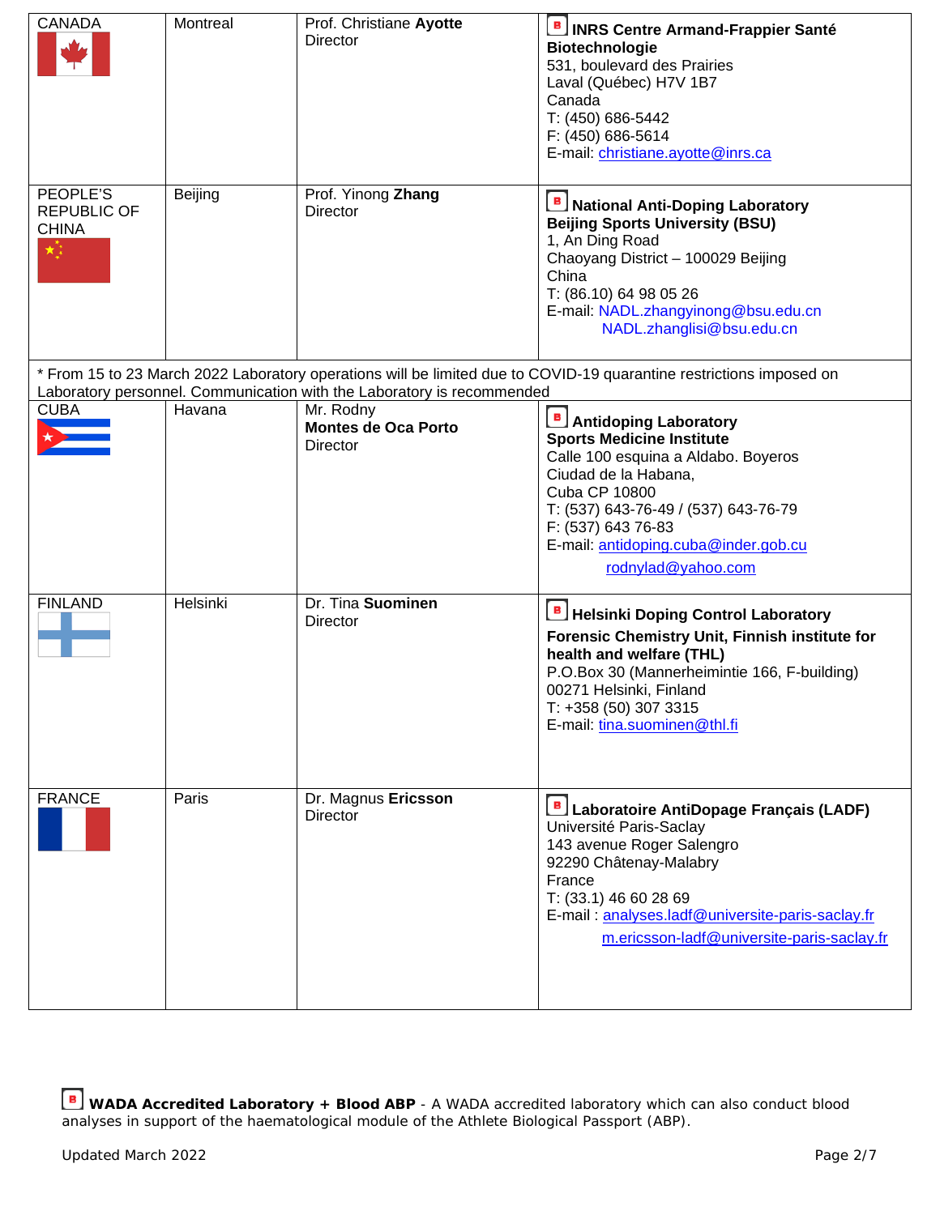| | | | |
|---|---|---|---|
| CANADA | Montreal | Prof. Christiane **Ayotte**<br>Director | **INRS Centre Armand-Frappier Santé Biotechnologie**<br>531, boulevard des Prairies<br>Laval (Québec) H7V 1B7<br>Canada<br>T: (450) 686-5442<br>F: (450) 686-5614<br>E-mail: christiane.ayotte@inrs.ca |
| PEOPLE'S REPUBLIC OF CHINA | Beijing | Prof. Yinong **Zhang**<br>Director | **National Anti-Doping Laboratory Beijing Sports University (BSU)**<br>1, An Ding Road<br>Chaoyang District – 100029 Beijing<br>China<br>T: (86.10) 64 98 05 26<br>E-mail: NADL.zhangyinong@bsu.edu.cn<br>NADL.zhanglisi@bsu.edu.cn |
| * From 15 to 23 March 2022 Laboratory operations will be limited due to COVID-19 quarantine restrictions imposed on Laboratory personnel. Communication with the Laboratory is recommended | | | |
| CUBA | Havana | Mr. Rodny **Montes de Oca Porto**<br>Director | **Antidoping Laboratory Sports Medicine Institute**<br>Calle 100 esquina a Aldabo. Boyeros<br>Ciudad de la Habana,<br>Cuba CP 10800<br>T: (537) 643-76-49 / (537) 643-76-79<br>F: (537) 643 76-83<br>E-mail: antidoping.cuba@inder.gob.cu<br>rodnylad@yahoo.com |
| FINLAND | Helsinki | Dr. Tina **Suominen**<br>Director | **Helsinki Doping Control Laboratory**<br>**Forensic Chemistry Unit, Finnish institute for health and welfare (THL)**<br>P.O.Box 30 (Mannerheimintie 166, F-building)<br>00271 Helsinki, Finland<br>T: +358 (50) 307 3315<br>E-mail: tina.suominen@thl.fi |
| FRANCE | Paris | Dr. Magnus **Ericsson**<br>Director | **Laboratoire AntiDopage Français (LADF)**<br>Université Paris-Saclay<br>143 avenue Roger Salengro<br>92290 Châtenay-Malabry<br>France<br>T: (33.1) 46 60 28 69<br>E-mail : analyses.ladf@universite-paris-saclay.fr<br>m.ericsson-ladf@universite-paris-saclay.fr |

**WADA Accredited Laboratory + Blood ABP** - A WADA accredited laboratory which can also conduct blood analyses in support of the haematological module of the Athlete Biological Passport (ABP).

Updated March 2022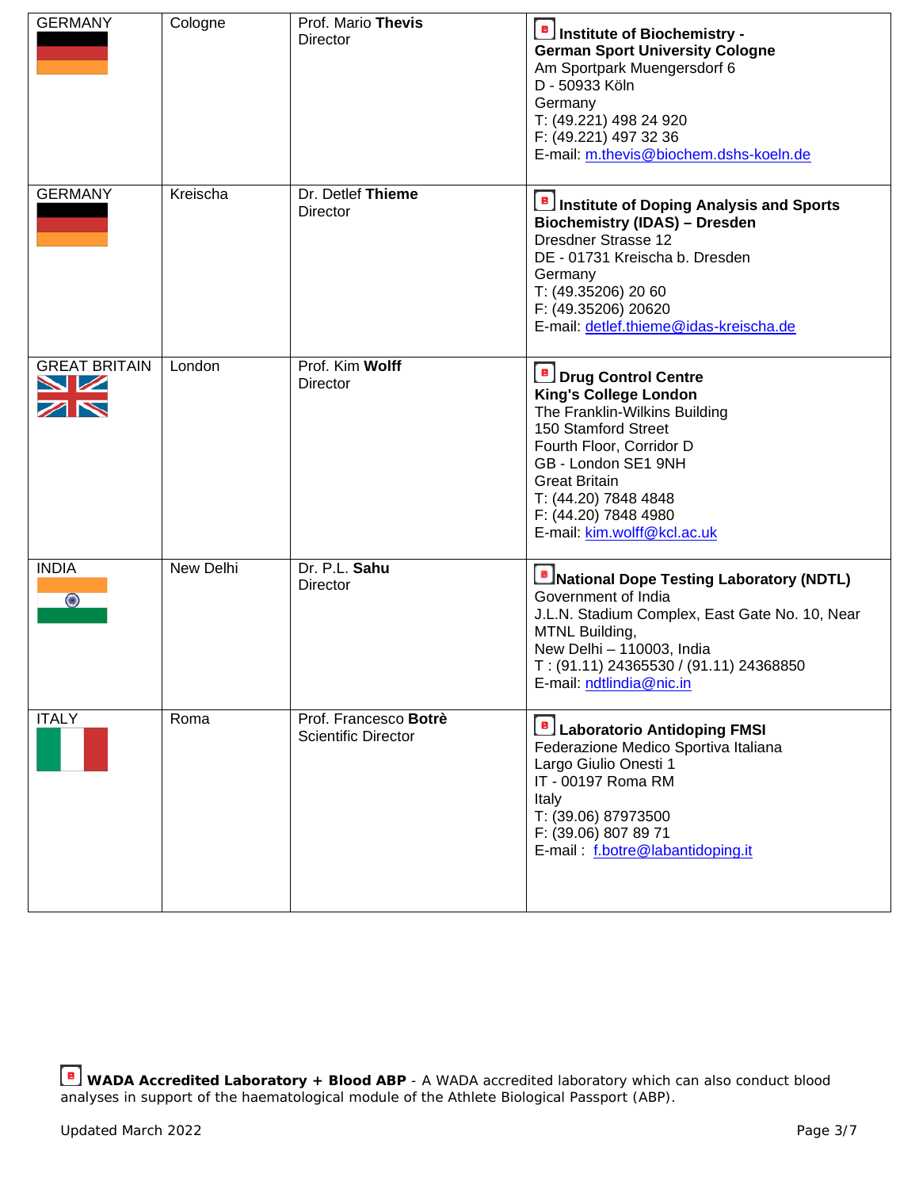| | | | |
|---|---|---|---|
| GERMANY | Cologne | Prof. Mario **Thevis**<br>Director | **Institute of Biochemistry - German Sport University Cologne**<br>Am Sportpark Muengersdorf 6<br>D - 50933 Köln<br>Germany<br>T: (49.221) 498 24 920<br>F: (49.221) 497 32 36<br>E-mail: m.thevis@biochem.dshs-koeln.de |
| GERMANY | Kreischa | Dr. Detlef **Thieme**<br>Director | **Institute of Doping Analysis and Sports Biochemistry (IDAS) – Dresden**<br>Dresdner Strasse 12<br>DE - 01731 Kreischa b. Dresden<br>Germany<br>T: (49.35206) 20 60<br>F: (49.35206) 20620<br>E-mail: detlef.thieme@idas-kreischa.de |
| GREAT BRITAIN | London | Prof. Kim **Wolff**<br>Director | **Drug Control Centre King's College London**<br>The Franklin-Wilkins Building<br>150 Stamford Street<br>Fourth Floor, Corridor D<br>GB - London SE1 9NH<br>Great Britain<br>T: (44.20) 7848 4848<br>F: (44.20) 7848 4980<br>E-mail: kim.wolff@kcl.ac.uk |
| INDIA | New Delhi | Dr. P.L. **Sahu**<br>Director | **National Dope Testing Laboratory (NDTL)**<br>Government of India<br>J.L.N. Stadium Complex, East Gate No. 10, Near MTNL Building,<br>New Delhi – 110003, India<br>T : (91.11) 24365530 / (91.11) 24368850<br>E-mail: ndtlindia@nic.in |
| ITALY | Roma | Prof. Francesco **Botrè**<br>Scientific Director | **Laboratorio Antidoping FMSI**<br>Federazione Medico Sportiva Italiana<br>Largo Giulio Onesti 1<br>IT - 00197 Roma RM<br>Italy<br>T: (39.06) 87973500<br>F: (39.06) 807 89 71<br>E-mail : f.botre@labantidoping.it |

**WADA Accredited Laboratory + Blood ABP** - A WADA accredited laboratory which can also conduct blood analyses in support of the haematological module of the Athlete Biological Passport (ABP).

Updated March 2022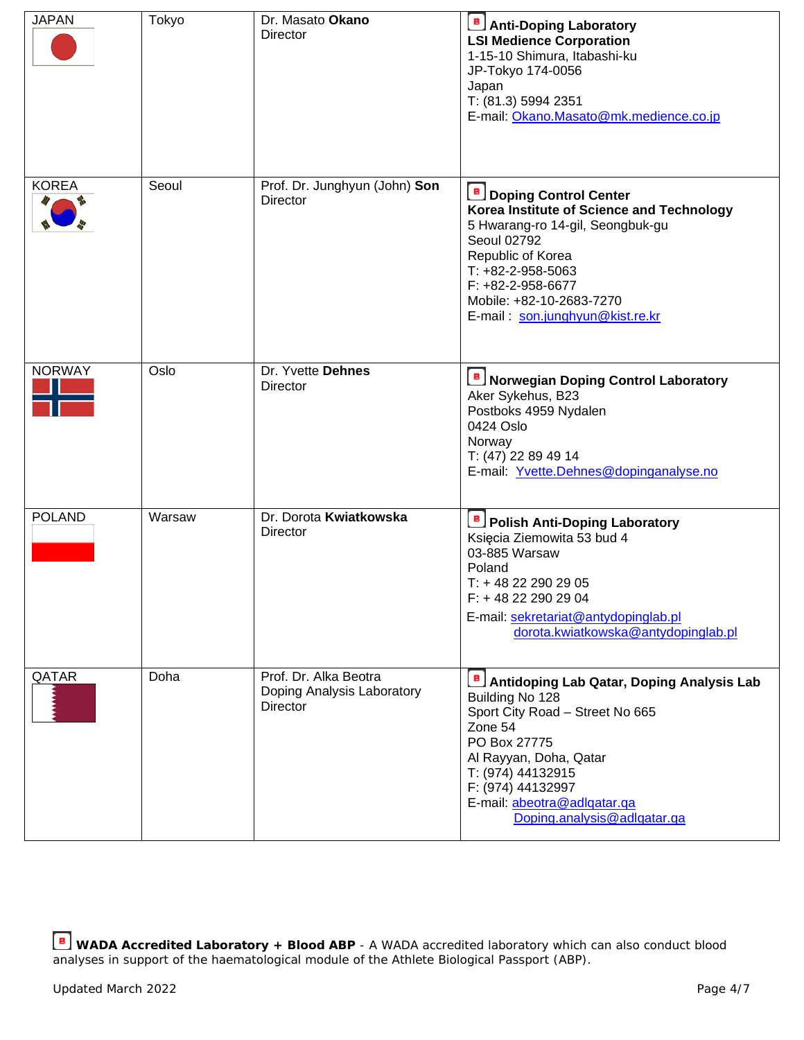| | | | |
|---|---|---|---|
| JAPAN | Tokyo | Dr. Masato **Okano**<br>Director | **Anti-Doping Laboratory**<br>**LSI Medience Corporation**<br>1-15-10 Shimura, Itabashi-ku<br>JP-Tokyo 174-0056<br>Japan<br>T: (81.3) 5994 2351<br>E-mail: Okano.Masato@mk.medience.co.jp |
| KOREA | Seoul | Prof. Dr. Junghyun (John) **Son**<br>Director | **Doping Control Center**<br>**Korea Institute of Science and Technology**<br>5 Hwarang-ro 14-gil, Seongbuk-gu<br>Seoul 02792<br>Republic of Korea<br>T: +82-2-958-5063<br>F: +82-2-958-6677<br>Mobile: +82-10-2683-7270<br>E-mail : son.junghyun@kist.re.kr |
| NORWAY | Oslo | Dr. Yvette **Dehnes**<br>Director | **Norwegian Doping Control Laboratory**<br>Aker Sykehus, B23<br>Postboks 4959 Nydalen<br>0424 Oslo<br>Norway<br>T: (47) 22 89 49 14<br>E-mail: Yvette.Dehnes@dopinganalyse.no |
| POLAND | Warsaw | Dr. Dorota **Kwiatkowska**<br>Director | **Polish Anti-Doping Laboratory**<br>Księcia Ziemowita 53 bud 4<br>03-885 Warsaw<br>Poland<br>T: + 48 22 290 29 05<br>F: + 48 22 290 29 04<br>E-mail: sekretariat@antydopinglab.pl<br>dorota.kwiatkowska@antydopinglab.pl |
| QATAR | Doha | Prof. Dr. Alka Beotra<br>Doping Analysis Laboratory<br>Director | **Antidoping Lab Qatar, Doping Analysis Lab**<br>Building No 128<br>Sport City Road – Street No 665<br>Zone 54<br>PO Box 27775<br>Al Rayyan, Doha, Qatar<br>T: (974) 44132915<br>F: (974) 44132997<br>E-mail: abeotra@adlqatar.qa<br>Doping.analysis@adlqatar.qa |

**WADA Accredited Laboratory + Blood ABP** - A WADA accredited laboratory which can also conduct blood analyses in support of the haematological module of the Athlete Biological Passport (ABP).

Updated March 2022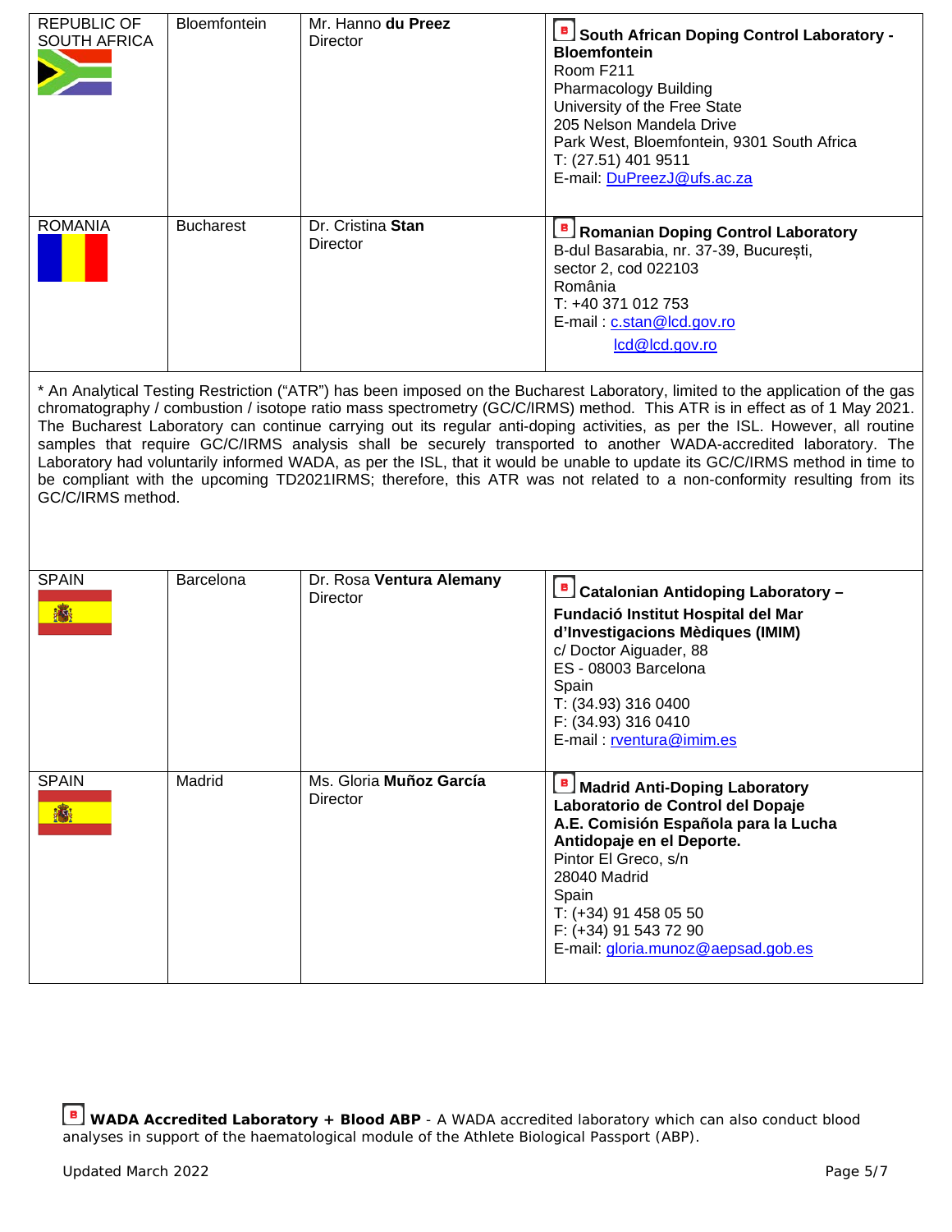| | | | |
|---|---|---|---|
| REPUBLIC OF SOUTH AFRICA | Bloemfontein | Mr. Hanno **du Preez**<br>Director | **South African Doping Control Laboratory - Bloemfontein**<br>Room F211<br>Pharmacology Building<br>University of the Free State<br>205 Nelson Mandela Drive<br>Park West, Bloemfontein, 9301 South Africa<br>T: (27.51) 401 9511<br>E-mail: DuPreezJ@ufs.ac.za |
| ROMANIA | Bucharest | Dr. Cristina **Stan**<br>Director | **Romanian Doping Control Laboratory**<br>B-dul Basarabia, nr. 37-39, București,<br>sector 2, cod 022103<br>România<br>T: +40 371 012 753<br>E-mail : c.stan@lcd.gov.ro<br>lcd@lcd.gov.ro |

* An Analytical Testing Restriction ("ATR") has been imposed on the Bucharest Laboratory, limited to the application of the gas chromatography / combustion / isotope ratio mass spectrometry (GC/C/IRMS) method. This ATR is in effect as of 1 May 2021. The Bucharest Laboratory can continue carrying out its regular anti-doping activities, as per the ISL. However, all routine samples that require GC/C/IRMS analysis shall be securely transported to another WADA-accredited laboratory. The Laboratory had voluntarily informed WADA, as per the ISL, that it would be unable to update its GC/C/IRMS method in time to be compliant with the upcoming TD2021IRMS; therefore, this ATR was not related to a non-conformity resulting from its GC/C/IRMS method.

| | | | |
|---|---|---|---|
| SPAIN | Barcelona | Dr. Rosa **Ventura Alemany**<br>Director | **Catalonian Antidoping Laboratory – Fundació Institut Hospital del Mar d'Investigacions Mèdiques (IMIM)**<br>c/ Doctor Aiguader, 88<br>ES - 08003 Barcelona<br>Spain<br>T: (34.93) 316 0400<br>F: (34.93) 316 0410<br>E-mail : rventura@imim.es |
| SPAIN | Madrid | Ms. Gloria **Muñoz García**<br>Director | **Madrid Anti-Doping Laboratory Laboratorio de Control del Dopaje A.E. Comisión Española para la Lucha Antidopaje en el Deporte.**<br>Pintor El Greco, s/n<br>28040 Madrid<br>Spain<br>T: (+34) 91 458 05 50<br>F: (+34) 91 543 72 90<br>E-mail: gloria.munoz@aepsad.gob.es |

**WADA Accredited Laboratory + Blood ABP** - A WADA accredited laboratory which can also conduct blood analyses in support of the haematological module of the Athlete Biological Passport (ABP).

Updated March 2022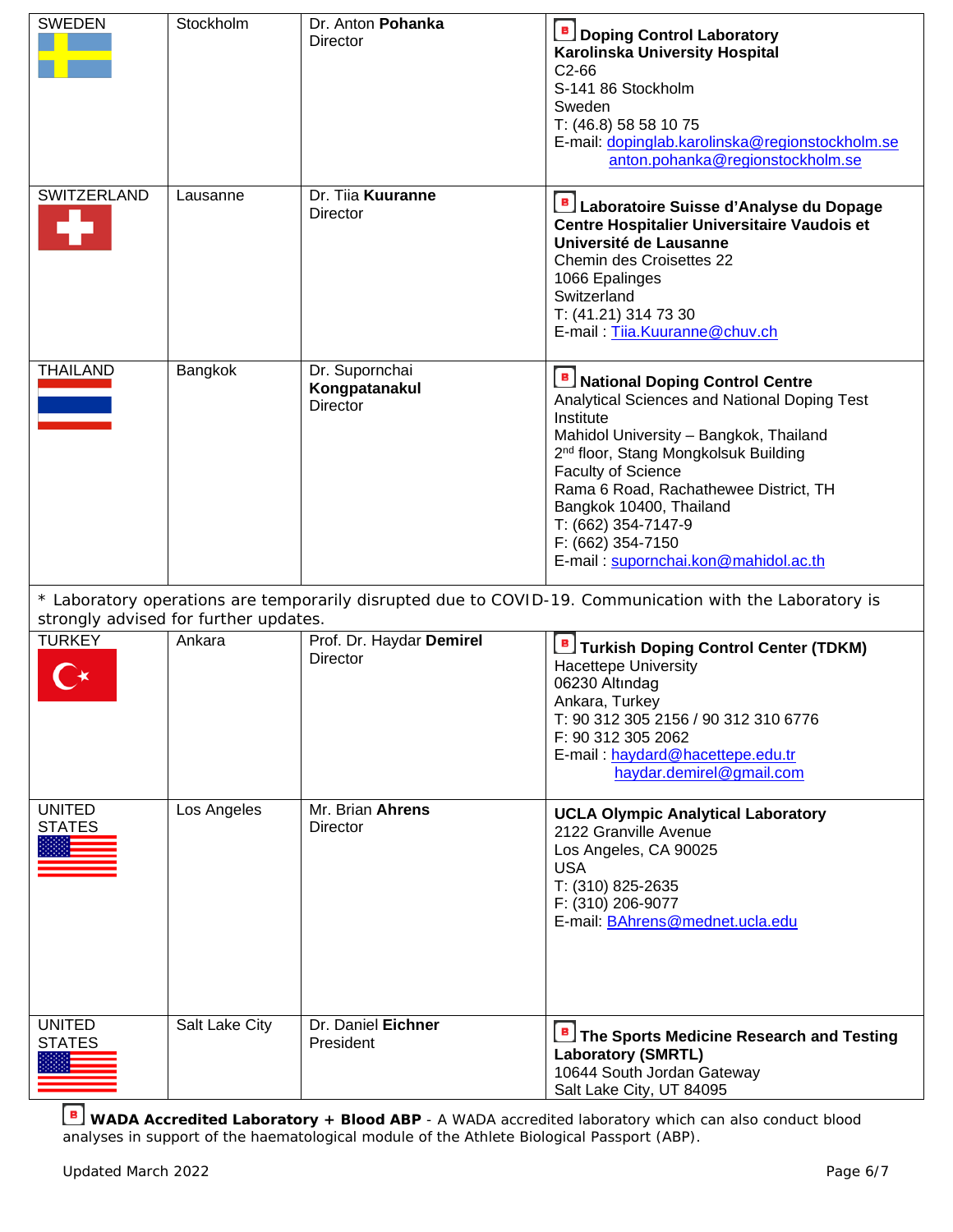| | | | |
|---|---|---|---|
| SWEDEN | Stockholm | Dr. Anton **Pohanka**<br>Director | **Doping Control Laboratory**<br>**Karolinska University Hospital**<br>C2-66<br>S-141 86 Stockholm<br>Sweden<br>T: (46.8) 58 58 10 75<br>E-mail: dopinglab.karolinska@regionstockholm.se<br>anton.pohanka@regionstockholm.se |
| SWITZERLAND | Lausanne | Dr. Tiia **Kuuranne**<br>Director | **Laboratoire Suisse d'Analyse du Dopage**<br>**Centre Hospitalier Universitaire Vaudois et Université de Lausanne**<br>Chemin des Croisettes 22<br>1066 Epalinges<br>Switzerland<br>T: (41.21) 314 73 30<br>E-mail : Tiia.Kuuranne@chuv.ch |
| THAILAND | Bangkok | Dr. Supornchai **Kongpatanakul**<br>Director | **National Doping Control Centre**<br>Analytical Sciences and National Doping Test Institute<br>Mahidol University – Bangkok, Thailand<br>2nd floor, Stang Mongkolsuk Building<br>Faculty of Science<br>Rama 6 Road, Rachathewee District, TH<br>Bangkok 10400, Thailand<br>T: (662) 354-7147-9<br>F: (662) 354-7150<br>E-mail : supornchai.kon@mahidol.ac.th |
| * Laboratory operations are temporarily disrupted due to COVID-19. Communication with the Laboratory is strongly advised for further updates. | | | |
| TURKEY | Ankara | Prof. Dr. Haydar **Demirel**<br>Director | **Turkish Doping Control Center (TDKM)**<br>Hacettepe University<br>06230 Altındag<br>Ankara, Turkey<br>T: 90 312 305 2156 / 90 312 310 6776<br>F: 90 312 305 2062<br>E-mail : haydard@hacettepe.edu.tr<br>haydar.demirel@gmail.com |
| UNITED STATES | Los Angeles | Mr. Brian **Ahrens**<br>Director | **UCLA Olympic Analytical Laboratory**<br>2122 Granville Avenue<br>Los Angeles, CA 90025<br>USA<br>T: (310) 825-2635<br>F: (310) 206-9077<br>E-mail: BAhrens@mednet.ucla.edu |
| UNITED STATES | Salt Lake City | Dr. Daniel **Eichner**<br>President | **The Sports Medicine Research and Testing Laboratory (SMRTL)**<br>10644 South Jordan Gateway<br>Salt Lake City, UT 84095 |

**WADA Accredited Laboratory + Blood ABP** - A WADA accredited laboratory which can also conduct blood analyses in support of the haematological module of the Athlete Biological Passport (ABP).

Updated March 2022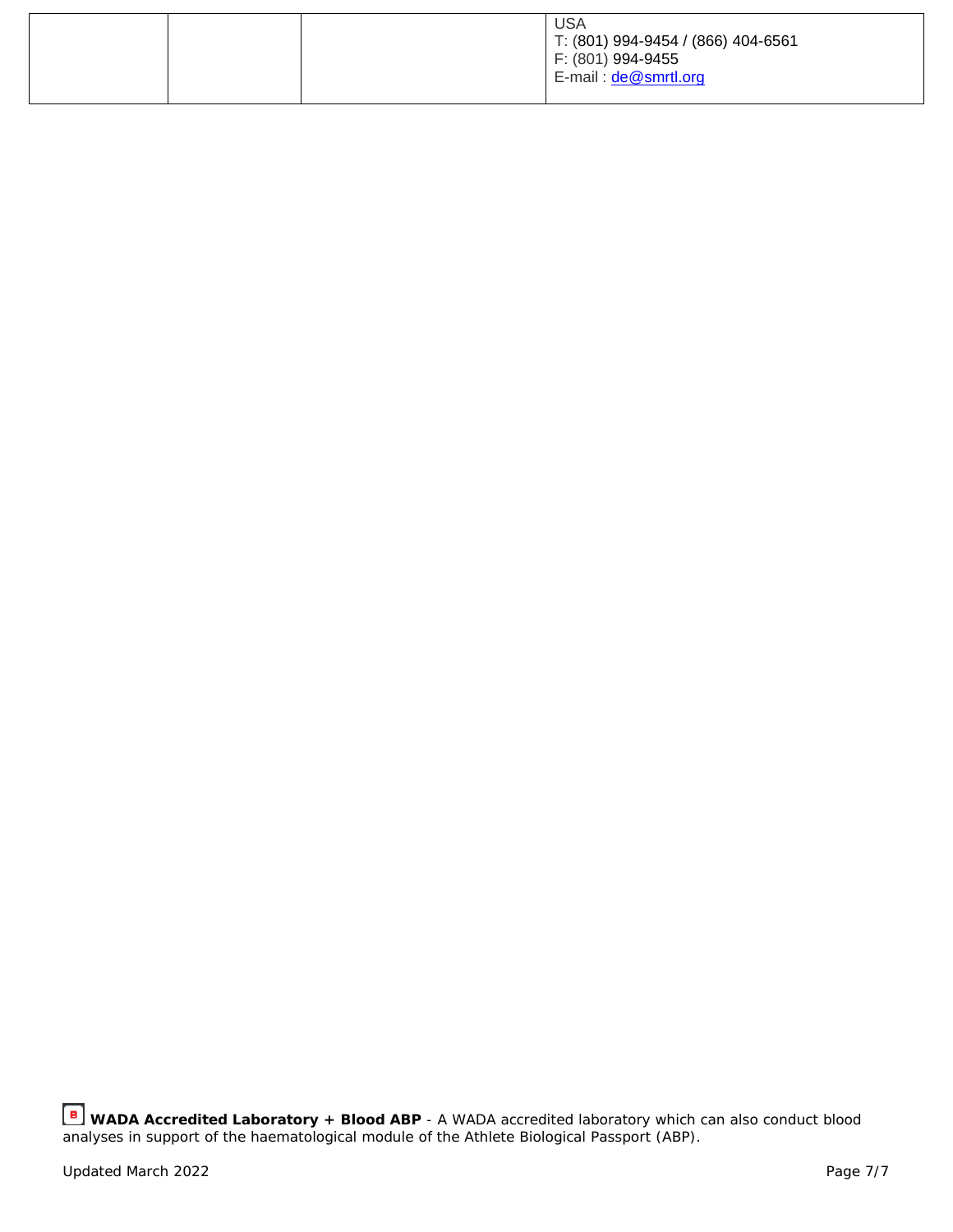| | | | |
|---|---|---|---|
| | | | USA<br>T: (801) 994-9454 / (866) 404-6561<br>F: (801) 994-9455<br>E-mail : de@smrtl.org |

**WADA Accredited Laboratory + Blood ABP** - A WADA accredited laboratory which can also conduct blood analyses in support of the haematological module of the Athlete Biological Passport (ABP).

Updated March 2022